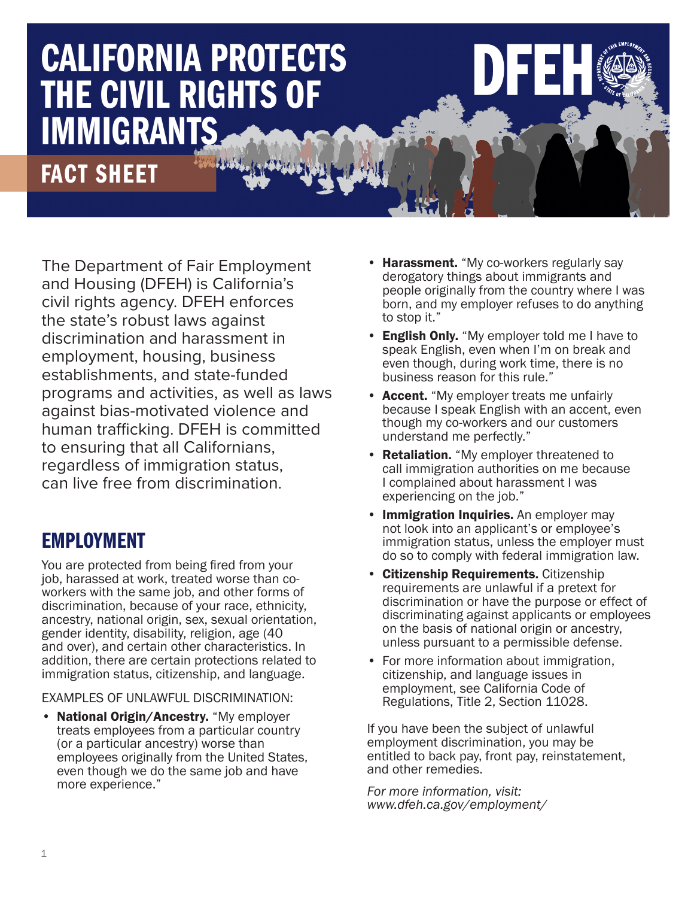# CALIFORNIA PROTECTS THE CIVIL RIGHTS OF IMMIGRANTS

## FACT SHEET

DFEH

The Department of Fair Employment and Housing (DFEH) is California's civil rights agency. DFEH enforces the state's robust laws against discrimination and harassment in employment, housing, business establishments, and state-funded programs and activities, as well as laws against bias-motivated violence and human trafficking. DFEH is committed to ensuring that all Californians, regardless of immigration status, can live free from discrimination.

## EMPLOYMENT

You are protected from being fired from your job, harassed at work, treated worse than co-workers with the same job, and other forms of discrimination, because of your race, ethnicity, ancestry, national origin, sex, sexual orientation, gender identity, disability, religion, age (40 and over), and certain other characteristics. In addition, there are certain protections related to immigration status, citizenship, and language.

EXAMPLES OF UNLAWFUL DISCRIMINATION:

- **National Origin/Ancestry.** "My employer treats employees from a particular country (or a particular ancestry) worse than employees originally from the United States, even though we do the same job and have more experience."
- **Harassment.** "My co-workers regularly say derogatory things about immigrants and people originally from the country where I was born, and my employer refuses to do anything to stop it."
- **English Only.** "My employer told me I have to speak English, even when I'm on break and even though, during work time, there is no business reason for this rule."
- **Accent.** "My employer treats me unfairly because I speak English with an accent, even though my co-workers and our customers understand me perfectly."
- **Retaliation.** "My employer threatened to call immigration authorities on me because I complained about harassment I was experiencing on the job."
- **Immigration Inquiries.** An employer may not look into an applicant's or employee's immigration status, unless the employer must do so to comply with federal immigration law.
- **Citizenship Requirements.** Citizenship requirements are unlawful if a pretext for discrimination or have the purpose or effect of discriminating against applicants or employees on the basis of national origin or ancestry, unless pursuant to a permissible defense.
- For more information about immigration, citizenship, and language issues in employment, see California Code of Regulations, Title 2, Section 11028.

If you have been the subject of unlawful employment discrimination, you may be entitled to back pay, front pay, reinstatement, and other remedies.

*For more information, visit: www.dfeh.ca.gov/employment/*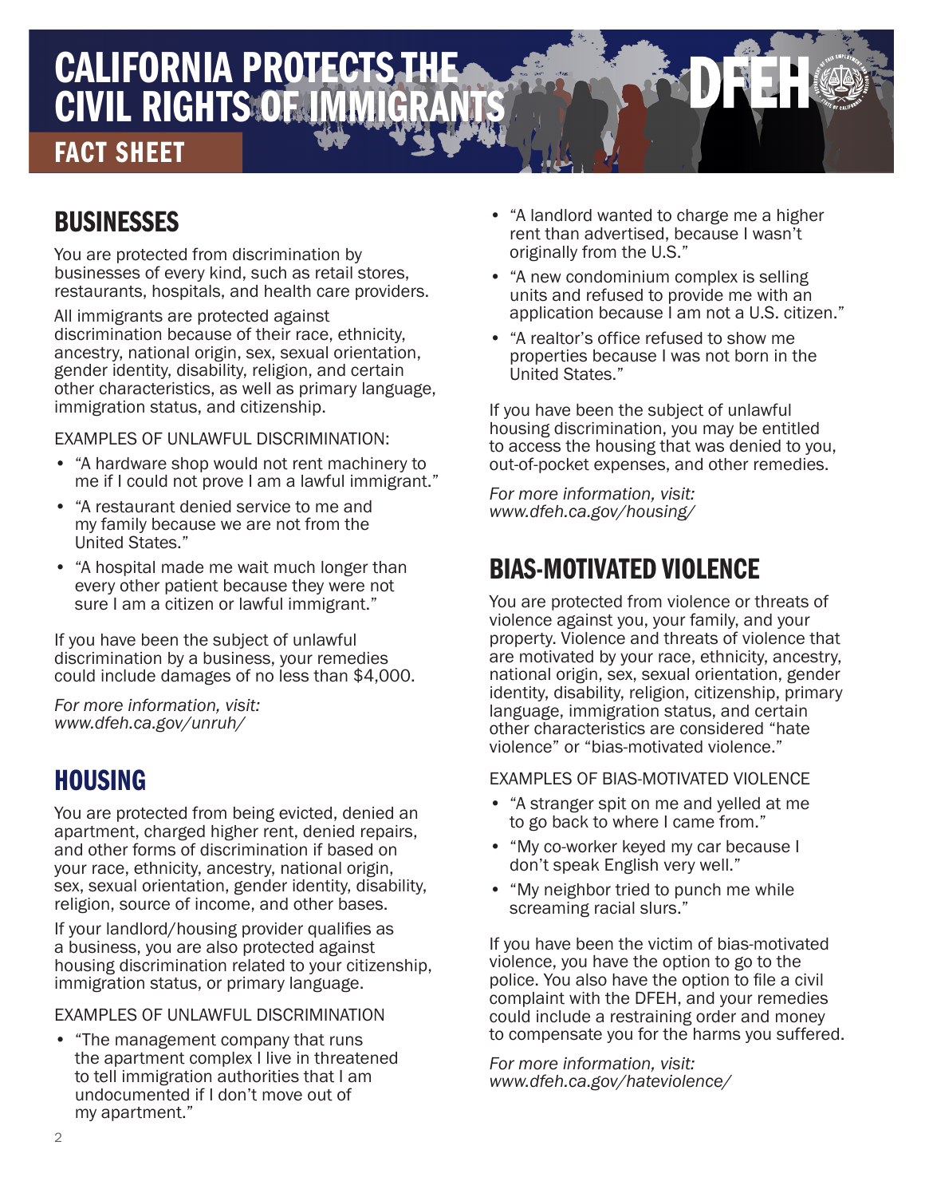# CALIFORNIA PROTECTS THE CIVIL RIGHTS OF IMMIGRANTS

## FACT SHEET

## BUSINESSES

You are protected from discrimination by businesses of every kind, such as retail stores, restaurants, hospitals, and health care providers.

All immigrants are protected against discrimination because of their race, ethnicity, ancestry, national origin, sex, sexual orientation, gender identity, disability, religion, and certain other characteristics, as well as primary language, immigration status, and citizenship.

EXAMPLES OF UNLAWFUL DISCRIMINATION:

- "A hardware shop would not rent machinery to me if I could not prove I am a lawful immigrant."
- "A restaurant denied service to me and my family because we are not from the United States."
- "A hospital made me wait much longer than every other patient because they were not sure I am a citizen or lawful immigrant."

If you have been the subject of unlawful discrimination by a business, your remedies could include damages of no less than $4,000.

*For more information, visit: www.dfeh.ca.gov/unruh/*

## HOUSING

You are protected from being evicted, denied an apartment, charged higher rent, denied repairs, and other forms of discrimination if based on your race, ethnicity, ancestry, national origin, sex, sexual orientation, gender identity, disability, religion, source of income, and other bases.

If your landlord/housing provider qualifies as a business, you are also protected against housing discrimination related to your citizenship, immigration status, or primary language.

EXAMPLES OF UNLAWFUL DISCRIMINATION

- "The management company that runs the apartment complex I live in threatened to tell immigration authorities that I am undocumented if I don't move out of my apartment."
- "A landlord wanted to charge me a higher rent than advertised, because I wasn't originally from the U.S."
- "A new condominium complex is selling units and refused to provide me with an application because I am not a U.S. citizen."
- "A realtor's office refused to show me properties because I was not born in the United States."

If you have been the subject of unlawful housing discrimination, you may be entitled to access the housing that was denied to you, out-of-pocket expenses, and other remedies.

*For more information, visit: www.dfeh.ca.gov/housing/*

## BIAS-MOTIVATED VIOLENCE

You are protected from violence or threats of violence against you, your family, and your property. Violence and threats of violence that are motivated by your race, ethnicity, ancestry, national origin, sex, sexual orientation, gender identity, disability, religion, citizenship, primary language, immigration status, and certain other characteristics are considered "hate violence" or "bias-motivated violence."

EXAMPLES OF BIAS-MOTIVATED VIOLENCE

- "A stranger spit on me and yelled at me to go back to where I came from."
- "My co-worker keyed my car because I don't speak English very well."
- "My neighbor tried to punch me while screaming racial slurs."

If you have been the victim of bias-motivated violence, you have the option to go to the police. You also have the option to file a civil complaint with the DFEH, and your remedies could include a restraining order and money to compensate you for the harms you suffered.

*For more information, visit: www.dfeh.ca.gov/hateviolence/*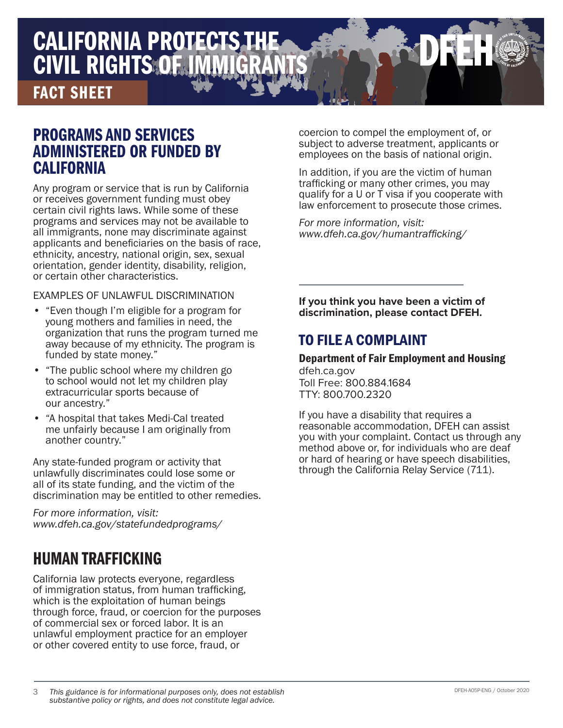# CALIFORNIA PROTECTS THE CIVIL RIGHTS OF IMMIGRANTS

## FACT SHEET

## PROGRAMS AND SERVICES ADMINISTERED OR FUNDED BY CALIFORNIA

Any program or service that is run by California or receives government funding must obey certain civil rights laws. While some of these programs and services may not be available to all immigrants, none may discriminate against applicants and beneficiaries on the basis of race, ethnicity, ancestry, national origin, sex, sexual orientation, gender identity, disability, religion, or certain other characteristics.

EXAMPLES OF UNLAWFUL DISCRIMINATION

- "Even though I'm eligible for a program for young mothers and families in need, the organization that runs the program turned me away because of my ethnicity. The program is funded by state money."
- "The public school where my children go to school would not let my children play extracurricular sports because of our ancestry."
- "A hospital that takes Medi-Cal treated me unfairly because I am originally from another country."

Any state-funded program or activity that unlawfully discriminates could lose some or all of its state funding, and the victim of the discrimination may be entitled to other remedies.

*For more information, visit: www.dfeh.ca.gov/statefundedprograms/*

## HUMAN TRAFFICKING

California law protects everyone, regardless of immigration status, from human trafficking, which is the exploitation of human beings through force, fraud, or coercion for the purposes of commercial sex or forced labor. It is an unlawful employment practice for an employer or other covered entity to use force, fraud, or coercion to compel the employment of, or subject to adverse treatment, applicants or employees on the basis of national origin.

In addition, if you are the victim of human trafficking or many other crimes, you may qualify for a U or T visa if you cooperate with law enforcement to prosecute those crimes.

*For more information, visit: www.dfeh.ca.gov/humantrafficking/*

---

**If you think you have been a victim of discrimination, please contact DFEH.**

## TO FILE A COMPLAINT

### Department of Fair Employment and Housing

dfeh.ca.gov
Toll Free: 800.884.1684
TTY: 800.700.2320

If you have a disability that requires a reasonable accommodation, DFEH can assist you with your complaint. Contact us through any method above or, for individuals who are deaf or hard of hearing or have speech disabilities, through the California Relay Service (711).

*This guidance is for informational purposes only, does not establish substantive policy or rights, and does not constitute legal advice.*

DFEH-A05P-ENG / October 2020